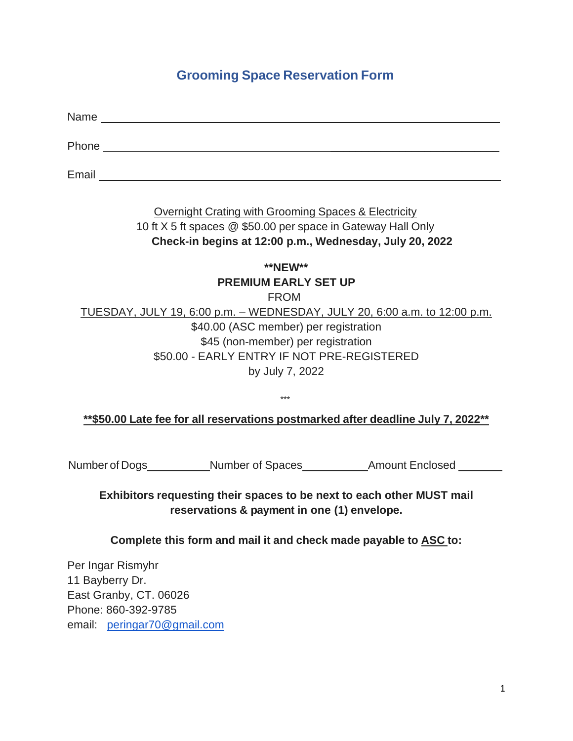# Grooming Space Reservation Form

Name ____________________________________________________________

Phone ___________________________________________________________

Email ____________________________________________________________

Overnight Crating with Grooming Spaces & Electricity
10 ft X 5 ft spaces @ $50.00 per space in Gateway Hall Only
**Check-in begins at 12:00 p.m., Wednesday, July 20, 2022**

**\*\*NEW\*\***
**PREMIUM EARLY SET UP**
FROM
TUESDAY, JULY 19, 6:00 p.m. – WEDNESDAY, JULY 20, 6:00 a.m. to 12:00 p.m.
$40.00 (ASC member) per registration
$45 (non-member) per registration
$50.00 - EARLY ENTRY IF NOT PRE-REGISTERED
by July 7, 2022

\*\*\*

**\*\*$50.00 Late fee for all reservations postmarked after deadline July 7, 2022\*\***

Number of Dogs __________ Number of Spaces __________ Amount Enclosed ________

**Exhibitors requesting their spaces to be next to each other MUST mail reservations & payment in one (1) envelope.**

**Complete this form and mail it and check made payable to ASC to:**

Per Ingar Rismyhr
11 Bayberry Dr.
East Granby, CT. 06026
Phone: 860-392-9785
email: peringar70@gmail.com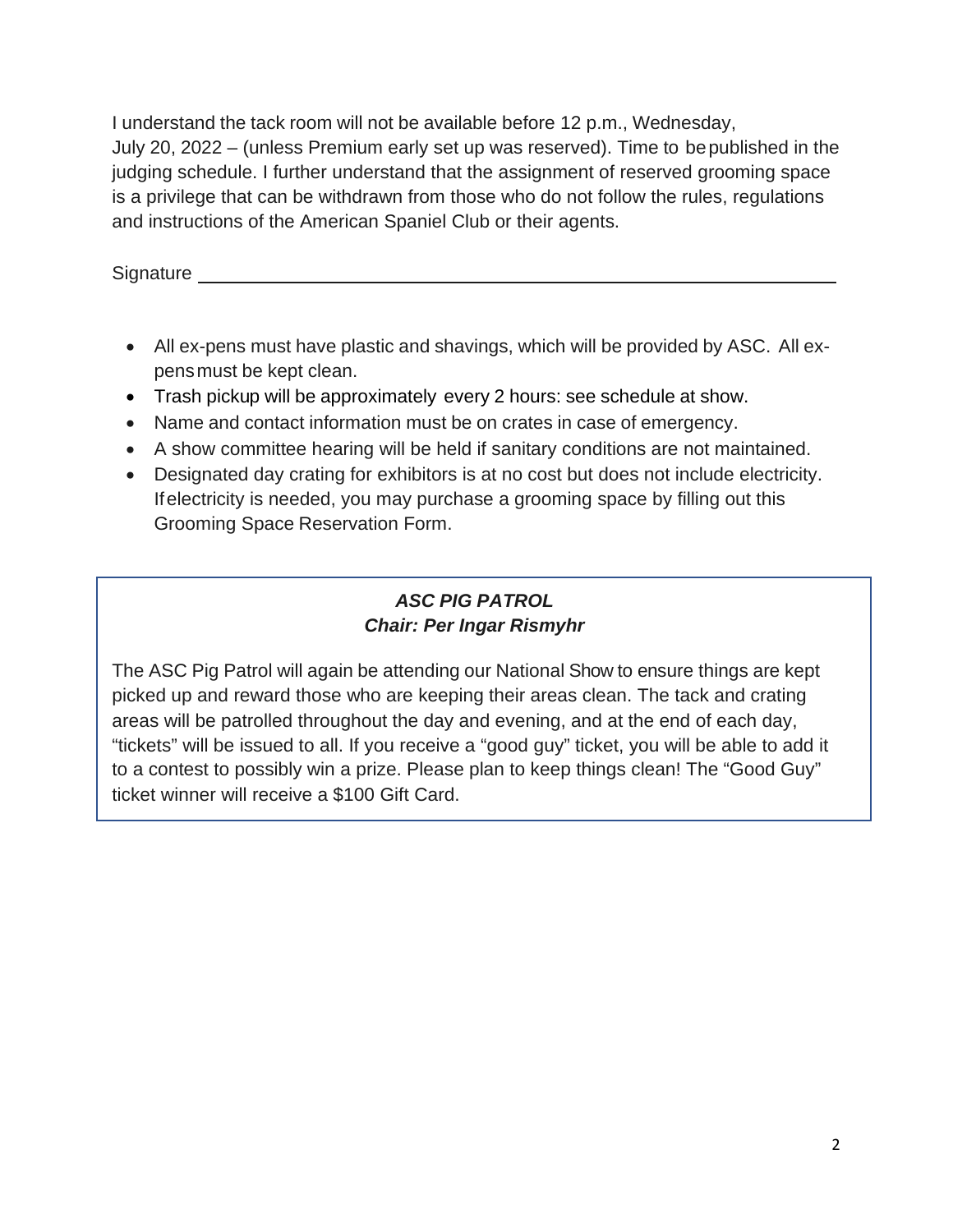I understand the tack room will not be available before 12 p.m., Wednesday, July 20, 2022 – (unless Premium early set up was reserved). Time to be published in the judging schedule. I further understand that the assignment of reserved grooming space is a privilege that can be withdrawn from those who do not follow the rules, regulations and instructions of the American Spaniel Club or their agents.

Signature \_\_\_\_\_\_\_\_\_\_\_\_\_\_\_\_\_\_\_\_\_\_\_\_\_\_\_\_\_\_\_\_\_\_\_\_\_\_\_\_\_\_\_\_\_\_\_\_\_\_\_\_

- All ex-pens must have plastic and shavings, which will be provided by ASC. All ex-pens must be kept clean.
- Trash pickup will be approximately every 2 hours: see schedule at show.
- Name and contact information must be on crates in case of emergency.
- A show committee hearing will be held if sanitary conditions are not maintained.
- Designated day crating for exhibitors is at no cost but does not include electricity. If electricity is needed, you may purchase a grooming space by filling out this Grooming Space Reservation Form.

***ASC PIG PATROL***
***Chair: Per Ingar Rismyhr***

The ASC Pig Patrol will again be attending our National Show to ensure things are kept picked up and reward those who are keeping their areas clean. The tack and crating areas will be patrolled throughout the day and evening, and at the end of each day, "tickets" will be issued to all. If you receive a "good guy" ticket, you will be able to add it to a contest to possibly win a prize. Please plan to keep things clean! The "Good Guy" ticket winner will receive a $100 Gift Card.